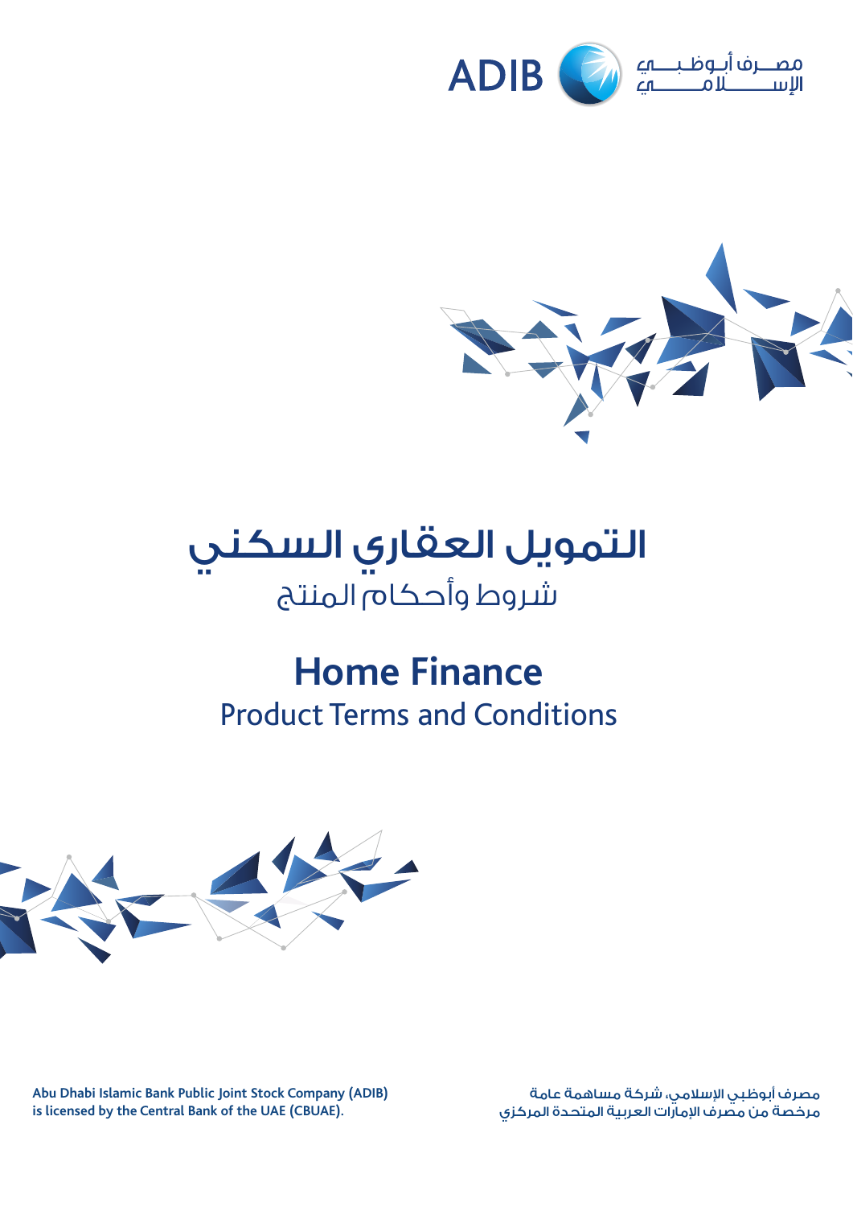ADIB مصرف أبوظبي الإسلامي

# التمويل العقاري السكني

## شروط وأحكام المنتج

# Home Finance

## Product Terms and Conditions

Abu Dhabi Islamic Bank Public Joint Stock Company (ADIB) is licensed by the Central Bank of the UAE (CBUAE).

مصرف أبوظبي الإسلامي، شركة مساهمة عامة
مرخصة من مصرف الإمارات العربية المتحدة المركزي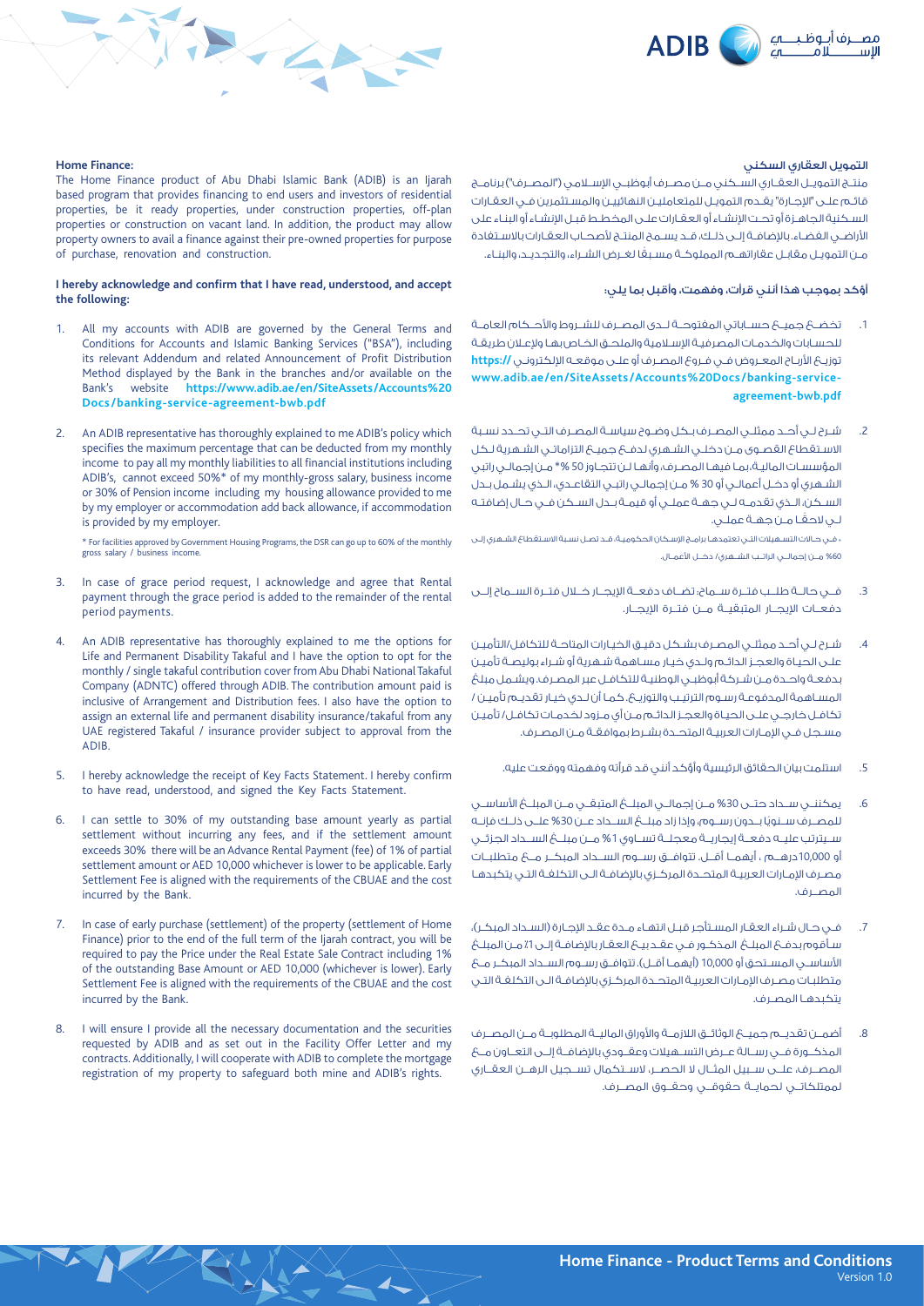## Home Finance:

The Home Finance product of Abu Dhabi Islamic Bank (ADIB) is an Ijarah based program that provides financing to end users and investors of residential properties, be it ready properties, under construction properties, off-plan properties or construction on vacant land. In addition, the product may allow property owners to avail a finance against their pre-owned properties for purpose of purchase, renovation and construction.

**I hereby acknowledge and confirm that I have read, understood, and accept the following:**

1. All my accounts with ADIB are governed by the General Terms and Conditions for Accounts and Islamic Banking Services ("BSA"), including its relevant Addendum and related Announcement of Profit Distribution Method displayed by the Bank in the branches and/or available on the Bank's website **https://www.adib.ae/en/SiteAssets/Accounts%20Docs/banking-service-agreement-bwb.pdf**

2. An ADIB representative has thoroughly explained to me ADIB's policy which specifies the maximum percentage that can be deducted from my monthly income to pay all my monthly liabilities to all financial institutions including ADIB's, cannot exceed 50%* of my monthly-gross salary, business income or 30% of Pension income including my housing allowance provided to me by my employer or accommodation add back allowance, if accommodation is provided by my employer.

   \* For facilities approved by Government Housing Programs, the DSR can go up to 60% of the monthly gross salary / business income.

3. In case of grace period request, I acknowledge and agree that Rental payment through the grace period is added to the remainder of the rental period payments.

4. An ADIB representative has thoroughly explained to me the options for Life and Permanent Disability Takaful and I have the option to opt for the monthly / single takaful contribution cover from Abu Dhabi National Takaful Company (ADNTC) offered through ADIB. The contribution amount paid is inclusive of Arrangement and Distribution fees. I also have the option to assign an external life and permanent disability insurance/takaful from any UAE registered Takaful / insurance provider subject to approval from the ADIB.

5. I hereby acknowledge the receipt of Key Facts Statement. I hereby confirm to have read, understood, and signed the Key Facts Statement.

6. I can settle to 30% of my outstanding base amount yearly as partial settlement without incurring any fees, and if the settlement amount exceeds 30% there will be an Advance Rental Payment (fee) of 1% of partial settlement amount or AED 10,000 whichever is lower to be applicable. Early Settlement Fee is aligned with the requirements of the CBUAE and the cost incurred by the Bank.

7. In case of early purchase (settlement) of the property (settlement of Home Finance) prior to the end of the full term of the Ijarah contract, you will be required to pay the Price under the Real Estate Sale Contract including 1% of the outstanding Base Amount or AED 10,000 (whichever is lower). Early Settlement Fee is aligned with the requirements of the CBUAE and the cost incurred by the Bank.

8. I will ensure I provide all the necessary documentation and the securities requested by ADIB and as set out in the Facility Offer Letter and my contracts. Additionally, I will cooperate with ADIB to complete the mortgage registration of my property to safeguard both mine and ADIB's rights.

## التمويل العقاري السكني

منتج التمويل العقاري السكني من مصرف أبوظبي الإسلامي ("المصرف") برنامج قائم على "الإجارة" يقدم التمويل للمتعاملين النهائيين والمستثمرين في العقارات السكنية الجاهزة أو تحت الإنشاء أو العقارات على المخطط قبل الإنشاء أو البناء على الأراضي الفضاء. بالإضافة إلى ذلك، قد يسمح المنتج لأصحاب العقارات بالاستفادة من التمويل مقابل عقاراتهم المملوكة مسبقًا لغرض الشراء، والتجديد، والبناء.

**أؤكد بموجب هذا أنني قرأت، وفهمت، وأقبل بما يلي:**

1. تخضع جميع حساباتي المفتوحة لدى المصرف للشروط والأحكام العامة للحسابات والخدمات المصرفية الإسلامية والملحق الخاص بها ولإعلان طريقة توزيع الأرباح المعروض في فروع المصرف أو على موقعه الإلكتروني **https://www.adib.ae/en/SiteAssets/Accounts%20Docs/banking-service-agreement-bwb.pdf**

2. شرح لي أحد ممثلي المصرف بكل وضوح سياسة المصرف التي تحدد نسبة الاستقطاع القصوى من دخلي الشهري لدفع جميع التزاماتي الشهرية لكل المؤسسات المالية، بما فيها المصرف، وأنها لن تتجاوز 50 %\* من إجمالي راتبي الشهري أو دخل أعمالي أو 30 % من إجمالي راتبي التقاعدي، الذي يشمل بدل السكن، الذي تقدمه لي جهة عملي أو قيمة بدل السكن في حال إضافته لي لاحقًا من جهة عملي.

   \* في حالات التسهيلات التي تعتمدها برامج الإسكان الحكومية، قد تصل نسبة الاستقطاع الشهري إلى 60% من إجمالي الراتب الشهري/ دخل الأعمال.

3. في حالة طلب فترة سماح، تضاف دفعة الإيجار خلال فترة السماح إلى دفعات الإيجار المتبقية من فترة الإيجار.

4. شرح لي أحد ممثلي المصرف بشكل دقيق الخيارات المتاحة للتكافل/التأمين على الحياة والعجز الدائم ولدي خيار مساهمة شهرية أو شراء بوليصة تأمين بدفعة واحدة من شركة أبوظبي الوطنية للتكافل عبر المصرف، ويشمل مبلغ المساهمة المدفوعة رسوم الترتيب والتوزيع. كما أن لدي خيار تقديم تأمين / تكافل خارجي على الحياة والعجز الدائم من أي مزود لخدمات تكافل/ تأمين مسجل في الإمارات العربية المتحدة بشرط بموافقة من المصرف.

5. استلمت بيان الحقائق الرئيسية وأؤكد أنني قد قرأته وفهمته ووقعت عليه.

6. يمكنني سداد حتى 30% من إجمالي المبلغ المتبقي من المبلغ الأساسي للمصرف سنويًا بدون رسوم، وإذا زاد مبلغ السداد عن 30% على ذلك فإنه سيترتب عليه دفعة إيجارية معجلة تساوي 1% من مبلغ السداد الجزئي أو 10,000 درهم ، أيهما أقل. تتوافق رسوم السداد المبكر مع متطلبات مصرف الإمارات العربية المتحدة المركزي بالإضافة الى التكلفة التي يتكبدها المصرف.

7. في حال شراء العقار المستأجر قبل انتهاء مدة عقد الإجارة (السداد المبكر)، سأقوم بدفع المبلغ المذكور في عقد بيع العقار بالإضافة إلى 1% من المبلغ الأساسي المستحق أو 10,000 (أيهما أقل). تتوافق رسوم السداد المبكر مع متطلبات مصرف الإمارات العربية المتحدة المركزي بالإضافة الى التكلفة التي يتكبدها المصرف.

8. أضمن تقديم جميع الوثائق اللازمة والأوراق المالية المطلوبة من المصرف المذكورة في رسالة عرض التسهيلات وعقودي بالإضافة إلى التعاون مع المصرف، على سبيل المثال لا الحصر، لاستكمال تسجيل الرهن العقاري لممتلكاتي لحماية حقوقي وحقوق المصرف.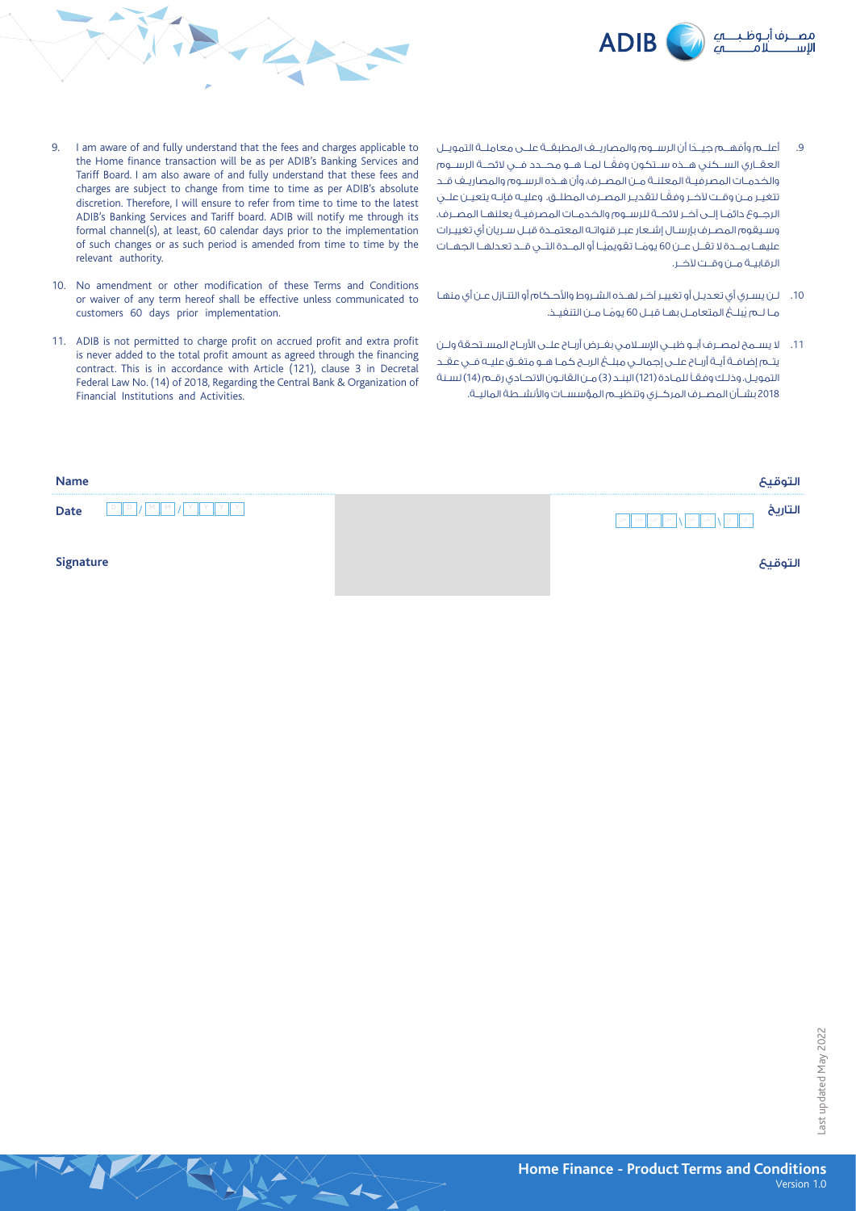9. I am aware of and fully understand that the fees and charges applicable to the Home finance transaction will be as per ADIB's Banking Services and Tariff Board. I am also aware of and fully understand that these fees and charges are subject to change from time to time as per ADIB's absolute discretion. Therefore, I will ensure to refer from time to time to the latest ADIB's Banking Services and Tariff board. ADIB will notify me through its formal channel(s), at least, 60 calendar days prior to the implementation of such changes or as such period is amended from time to time by the relevant authority.

10. No amendment or other modification of these Terms and Conditions or waiver of any term hereof shall be effective unless communicated to customers 60 days prior implementation.

11. ADIB is not permitted to charge profit on accrued profit and extra profit is never added to the total profit amount as agreed through the financing contract. This is in accordance with Article (121), clause 3 in Decretal Federal Law No. (14) of 2018, Regarding the Central Bank & Organization of Financial Institutions and Activities.

9. أعلـم وأفهـم جيـدًا أن الرسـوم والمصاريـف المطبقـة علـى معاملـة التمويـل العقـاري السـكني هـذه سـتكون وفقـًا لمـا هـو محـدد فـي لائحـة الرسـوم والخدمـات المصرفيـة المعلنـة مـن المصـرف، وأن هـذه الرسـوم والمصاريـف قـد تتغيـر مـن وقـت لآخـر وفقـًا لتقديـر المصـرف المطلـق. وعليـه فإنـه يتعيـن علـي الرجـوع دائمًـا إلـى آخـر لائحـة للرسـوم والخدمـات المصرفيـة يعلنهـا المصـرف. وسـيقوم المصـرف بإرسـال إشـعار عبـر قنواتـه المعتمـدة قبـل سـريان أي تغييـرات عليهـا بمـدة لا تقـل عـن 60 يومـًا تقويميـًا أو المـدة التـي قـد تعدلهـا الجهـات الرقابيـة مـن وقـت لآخـر.

10. لـن يسـري أي تعديـل أو تغييـر آخـر لهـذه الشـروط والأحـكام أو التنـازل عـن أي منهـا مـا لـم يُبلـغ المتعامـل بهـا قبـل 60 يومًـا مـن التنفيـذ.

11. لا يسـمح لمصـرف أبـو ظبـي الإسـلامي بفـرض أربـاح علـى الأربـاح المسـتحقة ولـن يتـم إضافـة أيـة أربـاح علـى إجمالـي مبلـغ الربـح كمـا هـو متفـق عليـه فـي عقـد التمويـل. وذلـك وفقـًا للمـادة (121) البنـد (3) مـن القانـون الاتحـادي رقـم (14) لسـنة 2018 بشـأن المصـرف المركـزي وتنظيـم المؤسسـات والأنشـطة الماليـة.

| | |
|---|---|
| **Name** | **التوقيع** |
| **Date** D D / M M / Y Y Y Y | **التاريخ** |
| **Signature** | **التوقيع** |

Home Finance - Product Terms and Conditions
Version 1.0

Last updated May 2022